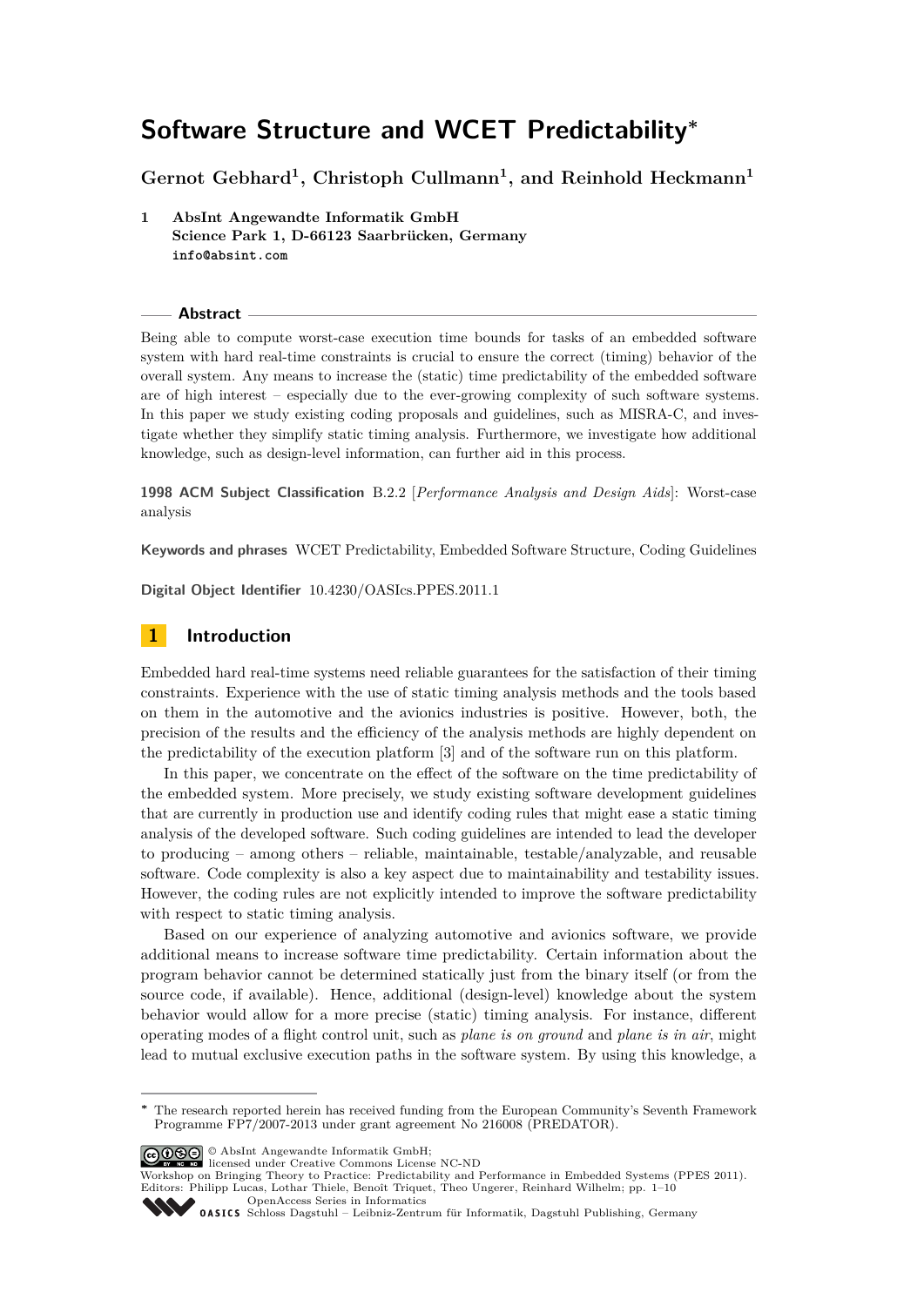# Software Structure and WCET Predictability*

**Gernot Gebhard[1], Christoph Cullmann[1], and Reinhold Heckmann[1]**

**1 AbsInt Angewandte Informatik GmbH**
**Science Park 1, D-66123 Saarbrücken, Germany**
**info@absint.com**

## Abstract

Being able to compute worst-case execution time bounds for tasks of an embedded software system with hard real-time constraints is crucial to ensure the correct (timing) behavior of the overall system. Any means to increase the (static) time predictability of the embedded software are of high interest – especially due to the ever-growing complexity of such software systems. In this paper we study existing coding proposals and guidelines, such as MISRA-C, and investigate whether they simplify static timing analysis. Furthermore, we investigate how additional knowledge, such as design-level information, can further aid in this process.

**1998 ACM Subject Classification** B.2.2 [*Performance Analysis and Design Aids*]: Worst-case analysis

**Keywords and phrases** WCET Predictability, Embedded Software Structure, Coding Guidelines

**Digital Object Identifier** 10.4230/OASIcs.PPES.2011.1

## 1 Introduction

Embedded hard real-time systems need reliable guarantees for the satisfaction of their timing constraints. Experience with the use of static timing analysis methods and the tools based on them in the automotive and the avionics industries is positive. However, both, the precision of the results and the efficiency of the analysis methods are highly dependent on the predictability of the execution platform [3] and of the software run on this platform.

In this paper, we concentrate on the effect of the software on the time predictability of the embedded system. More precisely, we study existing software development guidelines that are currently in production use and identify coding rules that might ease a static timing analysis of the developed software. Such coding guidelines are intended to lead the developer to producing – among others – reliable, maintainable, testable/analyzable, and reusable software. Code complexity is also a key aspect due to maintainability and testability issues. However, the coding rules are not explicitly intended to improve the software predictability with respect to static timing analysis.

Based on our experience of analyzing automotive and avionics software, we provide additional means to increase software time predictability. Certain information about the program behavior cannot be determined statically just from the binary itself (or from the source code, if available). Hence, additional (design-level) knowledge about the system behavior would allow for a more precise (static) timing analysis. For instance, different operating modes of a flight control unit, such as *plane is on ground* and *plane is in air*, might lead to mutual exclusive execution paths in the software system. By using this knowledge, a

* The research reported herein has received funding from the European Community's Seventh Framework Programme FP7/2007-2013 under grant agreement No 216008 (PREDATOR).

© AbsInt Angewandte Informatik GmbH;
licensed under Creative Commons License NC-ND
Workshop on Bringing Theory to Practice: Predictability and Performance in Embedded Systems (PPES 2011).
Editors: Philipp Lucas, Lothar Thiele, Benoît Triquet, Theo Ungerer, Reinhard Wilhelm; pp. 1–10
OpenAccess Series in Informatics
Schloss Dagstuhl – Leibniz-Zentrum für Informatik, Dagstuhl Publishing, Germany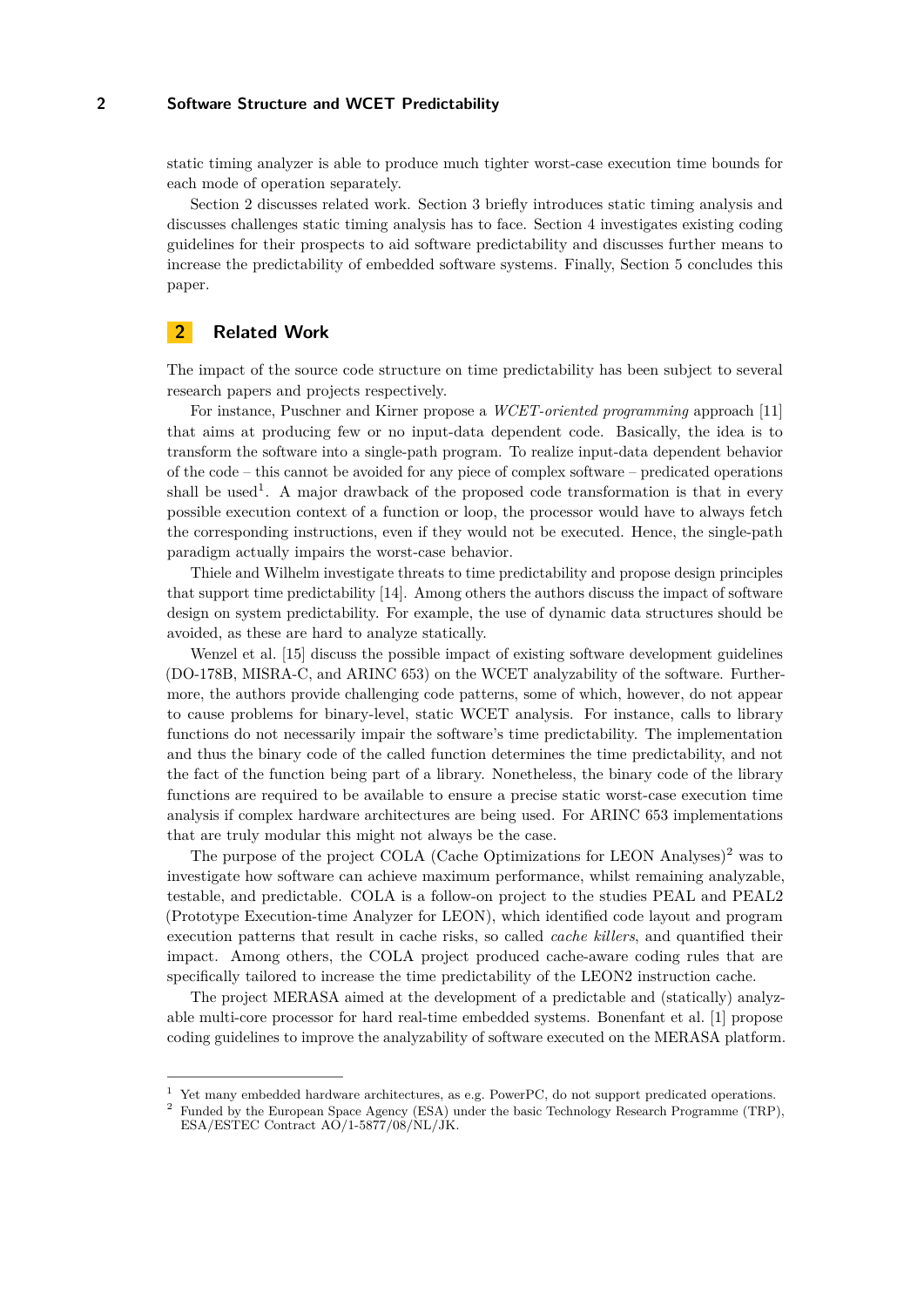static timing analyzer is able to produce much tighter worst-case execution time bounds for each mode of operation separately.

Section 2 discusses related work. Section 3 briefly introduces static timing analysis and discusses challenges static timing analysis has to face. Section 4 investigates existing coding guidelines for their prospects to aid software predictability and discusses further means to increase the predictability of embedded software systems. Finally, Section 5 concludes this paper.

## 2 Related Work

The impact of the source code structure on time predictability has been subject to several research papers and projects respectively.

For instance, Puschner and Kirner propose a *WCET-oriented programming* approach [11] that aims at producing few or no input-data dependent code. Basically, the idea is to transform the software into a single-path program. To realize input-data dependent behavior of the code – this cannot be avoided for any piece of complex software – predicated operations shall be used[1]. A major drawback of the proposed code transformation is that in every possible execution context of a function or loop, the processor would have to always fetch the corresponding instructions, even if they would not be executed. Hence, the single-path paradigm actually impairs the worst-case behavior.

Thiele and Wilhelm investigate threats to time predictability and propose design principles that support time predictability [14]. Among others the authors discuss the impact of software design on system predictability. For example, the use of dynamic data structures should be avoided, as these are hard to analyze statically.

Wenzel et al. [15] discuss the possible impact of existing software development guidelines (DO-178B, MISRA-C, and ARINC 653) on the WCET analyzability of the software. Furthermore, the authors provide challenging code patterns, some of which, however, do not appear to cause problems for binary-level, static WCET analysis. For instance, calls to library functions do not necessarily impair the software's time predictability. The implementation and thus the binary code of the called function determines the time predictability, and not the fact of the function being part of a library. Nonetheless, the binary code of the library functions are required to be available to ensure a precise static worst-case execution time analysis if complex hardware architectures are being used. For ARINC 653 implementations that are truly modular this might not always be the case.

The purpose of the project COLA (Cache Optimizations for LEON Analyses)[2] was to investigate how software can achieve maximum performance, whilst remaining analyzable, testable, and predictable. COLA is a follow-on project to the studies PEAL and PEAL2 (Prototype Execution-time Analyzer for LEON), which identified code layout and program execution patterns that result in cache risks, so called *cache killers*, and quantified their impact. Among others, the COLA project produced cache-aware coding rules that are specifically tailored to increase the time predictability of the LEON2 instruction cache.

The project MERASA aimed at the development of a predictable and (statically) analyzable multi-core processor for hard real-time embedded systems. Bonenfant et al. [1] propose coding guidelines to improve the analyzability of software executed on the MERASA platform.

[1] Yet many embedded hardware architectures, as e.g. PowerPC, do not support predicated operations.

[2] Funded by the European Space Agency (ESA) under the basic Technology Research Programme (TRP), ESA/ESTEC Contract AO/1-5877/08/NL/JK.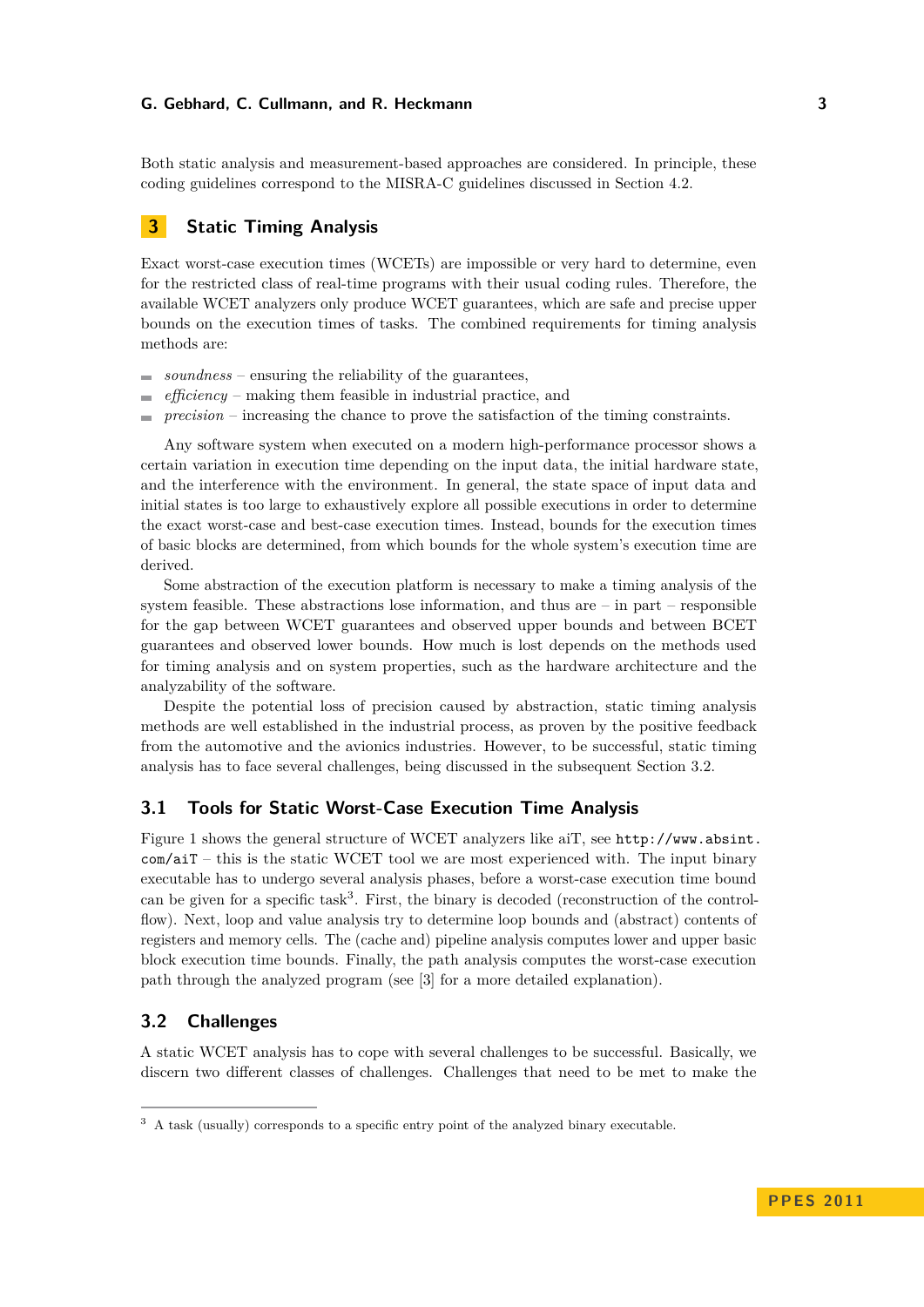Both static analysis and measurement-based approaches are considered. In principle, these coding guidelines correspond to the MISRA-C guidelines discussed in Section 4.2.

## 3 Static Timing Analysis

Exact worst-case execution times (WCETs) are impossible or very hard to determine, even for the restricted class of real-time programs with their usual coding rules. Therefore, the available WCET analyzers only produce WCET guarantees, which are safe and precise upper bounds on the execution times of tasks. The combined requirements for timing analysis methods are:

- *soundness* – ensuring the reliability of the guarantees,
- *efficiency* – making them feasible in industrial practice, and
- *precision* – increasing the chance to prove the satisfaction of the timing constraints.

Any software system when executed on a modern high-performance processor shows a certain variation in execution time depending on the input data, the initial hardware state, and the interference with the environment. In general, the state space of input data and initial states is too large to exhaustively explore all possible executions in order to determine the exact worst-case and best-case execution times. Instead, bounds for the execution times of basic blocks are determined, from which bounds for the whole system's execution time are derived.

Some abstraction of the execution platform is necessary to make a timing analysis of the system feasible. These abstractions lose information, and thus are – in part – responsible for the gap between WCET guarantees and observed upper bounds and between BCET guarantees and observed lower bounds. How much is lost depends on the methods used for timing analysis and on system properties, such as the hardware architecture and the analyzability of the software.

Despite the potential loss of precision caused by abstraction, static timing analysis methods are well established in the industrial process, as proven by the positive feedback from the automotive and the avionics industries. However, to be successful, static timing analysis has to face several challenges, being discussed in the subsequent Section 3.2.

### 3.1 Tools for Static Worst-Case Execution Time Analysis

Figure 1 shows the general structure of WCET analyzers like aiT, see `http://www.absint.com/aiT` – this is the static WCET tool we are most experienced with. The input binary executable has to undergo several analysis phases, before a worst-case execution time bound can be given for a specific task[3]. First, the binary is decoded (reconstruction of the control-flow). Next, loop and value analysis try to determine loop bounds and (abstract) contents of registers and memory cells. The (cache and) pipeline analysis computes lower and upper basic block execution time bounds. Finally, the path analysis computes the worst-case execution path through the analyzed program (see [3] for a more detailed explanation).

### 3.2 Challenges

A static WCET analysis has to cope with several challenges to be successful. Basically, we discern two different classes of challenges. Challenges that need to be met to make the

---

[3] A task (usually) corresponds to a specific entry point of the analyzed binary executable.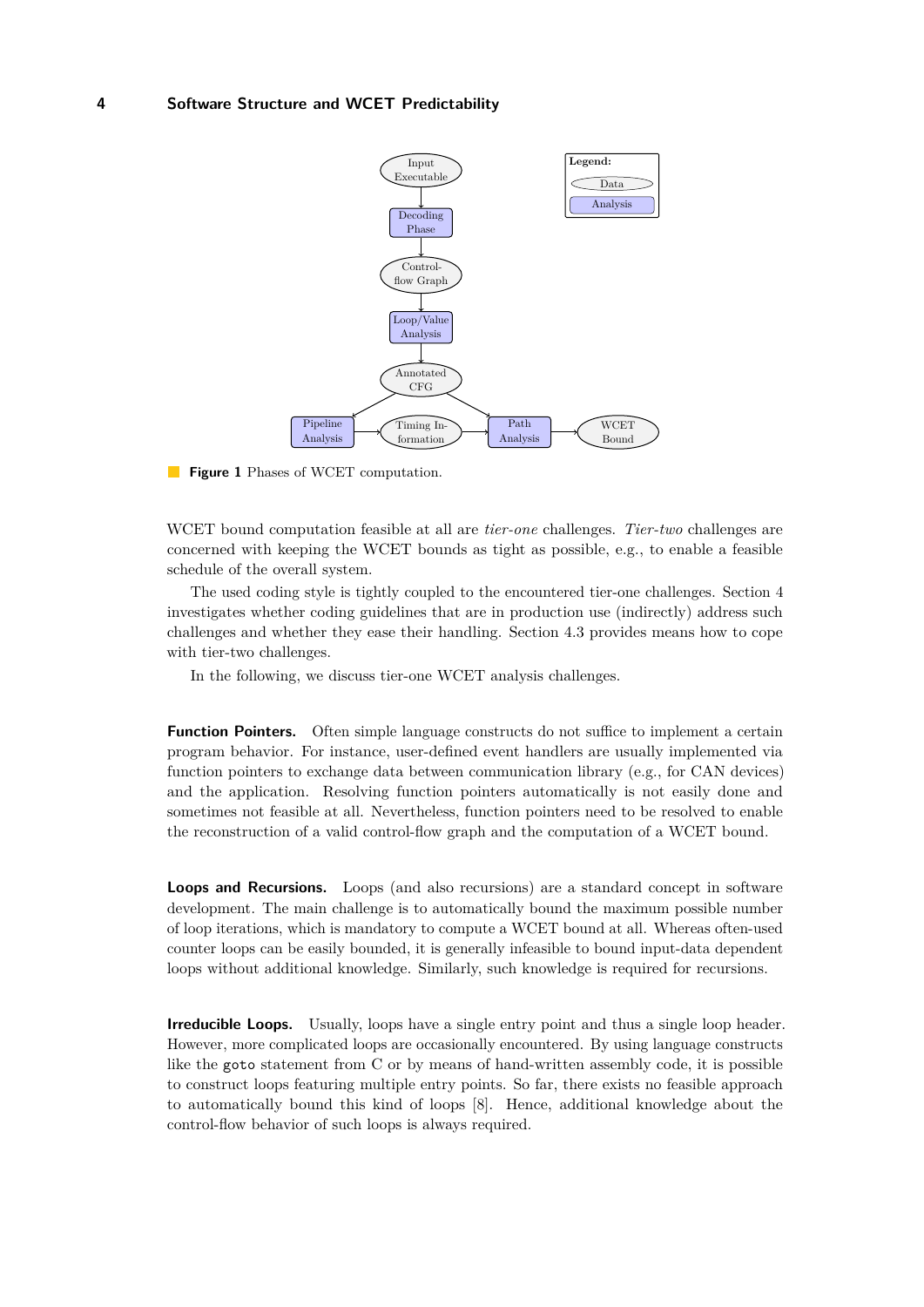**Figure 1** Phases of WCET computation.

WCET bound computation feasible at all are *tier-one* challenges. *Tier-two* challenges are concerned with keeping the WCET bounds as tight as possible, e.g., to enable a feasible schedule of the overall system.

The used coding style is tightly coupled to the encountered tier-one challenges. Section 4 investigates whether coding guidelines that are in production use (indirectly) address such challenges and whether they ease their handling. Section 4.3 provides means how to cope with tier-two challenges.

In the following, we discuss tier-one WCET analysis challenges.

**Function Pointers.** Often simple language constructs do not suffice to implement a certain program behavior. For instance, user-defined event handlers are usually implemented via function pointers to exchange data between communication library (e.g., for CAN devices) and the application. Resolving function pointers automatically is not easily done and sometimes not feasible at all. Nevertheless, function pointers need to be resolved to enable the reconstruction of a valid control-flow graph and the computation of a WCET bound.

**Loops and Recursions.** Loops (and also recursions) are a standard concept in software development. The main challenge is to automatically bound the maximum possible number of loop iterations, which is mandatory to compute a WCET bound at all. Whereas often-used counter loops can be easily bounded, it is generally infeasible to bound input-data dependent loops without additional knowledge. Similarly, such knowledge is required for recursions.

**Irreducible Loops.** Usually, loops have a single entry point and thus a single loop header. However, more complicated loops are occasionally encountered. By using language constructs like the `goto` statement from C or by means of hand-written assembly code, it is possible to construct loops featuring multiple entry points. So far, there exists no feasible approach to automatically bound this kind of loops [8]. Hence, additional knowledge about the control-flow behavior of such loops is always required.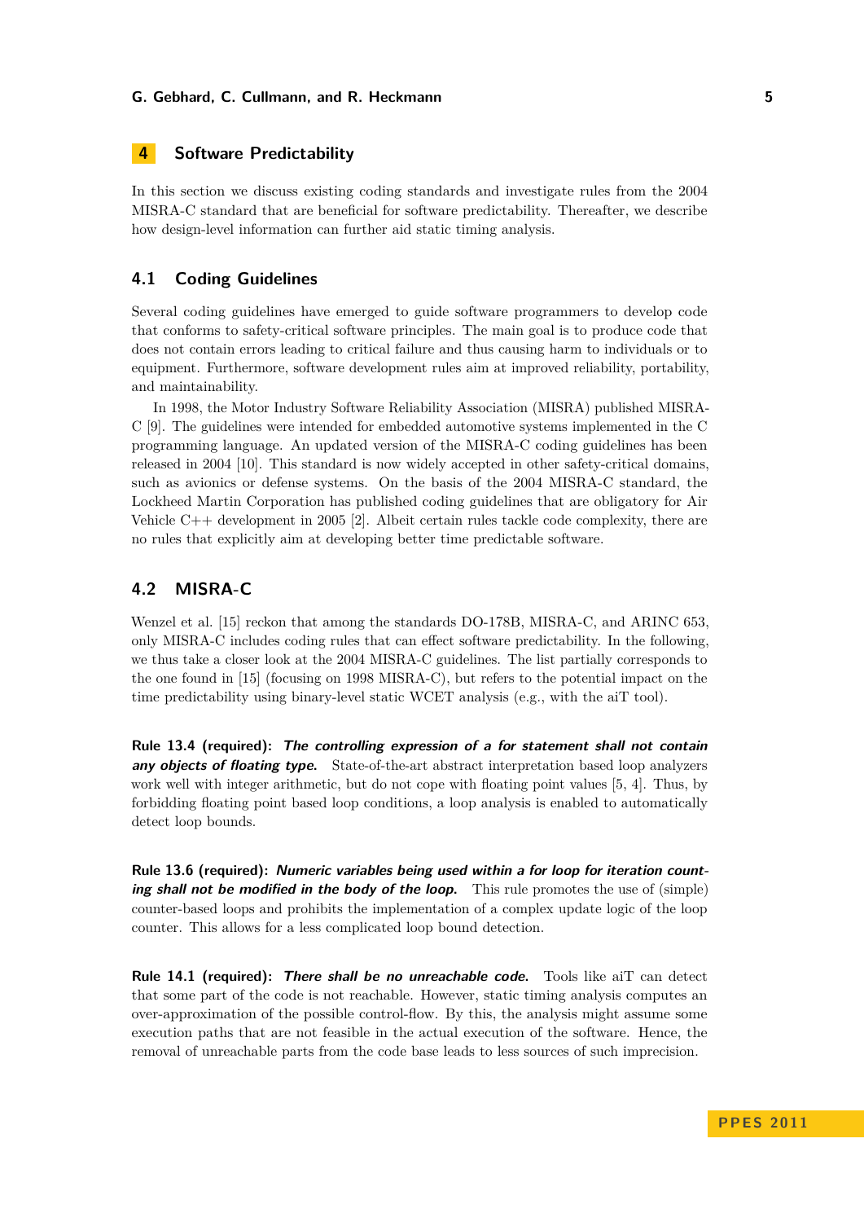## 4 Software Predictability

In this section we discuss existing coding standards and investigate rules from the 2004 MISRA-C standard that are beneficial for software predictability. Thereafter, we describe how design-level information can further aid static timing analysis.

### 4.1 Coding Guidelines

Several coding guidelines have emerged to guide software programmers to develop code that conforms to safety-critical software principles. The main goal is to produce code that does not contain errors leading to critical failure and thus causing harm to individuals or to equipment. Furthermore, software development rules aim at improved reliability, portability, and maintainability.

In 1998, the Motor Industry Software Reliability Association (MISRA) published MISRA-C [9]. The guidelines were intended for embedded automotive systems implemented in the C programming language. An updated version of the MISRA-C coding guidelines has been released in 2004 [10]. This standard is now widely accepted in other safety-critical domains, such as avionics or defense systems. On the basis of the 2004 MISRA-C standard, the Lockheed Martin Corporation has published coding guidelines that are obligatory for Air Vehicle C++ development in 2005 [2]. Albeit certain rules tackle code complexity, there are no rules that explicitly aim at developing better time predictable software.

### 4.2 MISRA-C

Wenzel et al. [15] reckon that among the standards DO-178B, MISRA-C, and ARINC 653, only MISRA-C includes coding rules that can effect software predictability. In the following, we thus take a closer look at the 2004 MISRA-C guidelines. The list partially corresponds to the one found in [15] (focusing on 1998 MISRA-C), but refers to the potential impact on the time predictability using binary-level static WCET analysis (e.g., with the aiT tool).

**Rule 13.4 (required):** ***The controlling expression of a for statement shall not contain any objects of floating type.*** State-of-the-art abstract interpretation based loop analyzers work well with integer arithmetic, but do not cope with floating point values [5, 4]. Thus, by forbidding floating point based loop conditions, a loop analysis is enabled to automatically detect loop bounds.

**Rule 13.6 (required):** ***Numeric variables being used within a for loop for iteration counting shall not be modified in the body of the loop.*** This rule promotes the use of (simple) counter-based loops and prohibits the implementation of a complex update logic of the loop counter. This allows for a less complicated loop bound detection.

**Rule 14.1 (required):** ***There shall be no unreachable code.*** Tools like aiT can detect that some part of the code is not reachable. However, static timing analysis computes an over-approximation of the possible control-flow. By this, the analysis might assume some execution paths that are not feasible in the actual execution of the software. Hence, the removal of unreachable parts from the code base leads to less sources of such imprecision.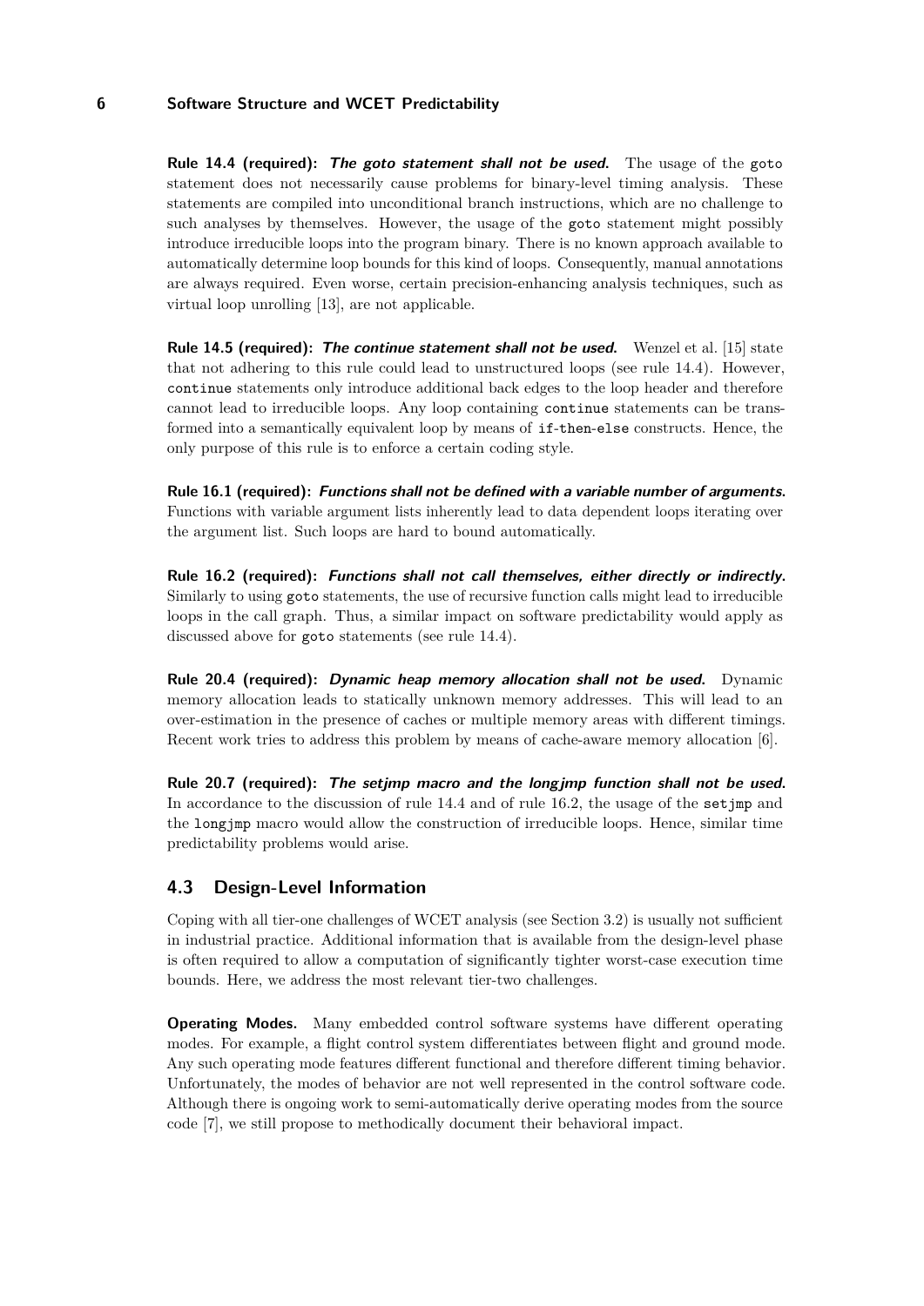**Rule 14.4 (required):** ***The goto statement shall not be used.*** The usage of the `goto` statement does not necessarily cause problems for binary-level timing analysis. These statements are compiled into unconditional branch instructions, which are no challenge to such analyses by themselves. However, the usage of the `goto` statement might possibly introduce irreducible loops into the program binary. There is no known approach available to automatically determine loop bounds for this kind of loops. Consequently, manual annotations are always required. Even worse, certain precision-enhancing analysis techniques, such as virtual loop unrolling [13], are not applicable.

**Rule 14.5 (required):** ***The continue statement shall not be used.*** Wenzel et al. [15] state that not adhering to this rule could lead to unstructured loops (see rule 14.4). However, `continue` statements only introduce additional back edges to the loop header and therefore cannot lead to irreducible loops. Any loop containing `continue` statements can be transformed into a semantically equivalent loop by means of `if-then-else` constructs. Hence, the only purpose of this rule is to enforce a certain coding style.

**Rule 16.1 (required):** ***Functions shall not be defined with a variable number of arguments.*** Functions with variable argument lists inherently lead to data dependent loops iterating over the argument list. Such loops are hard to bound automatically.

**Rule 16.2 (required):** ***Functions shall not call themselves, either directly or indirectly.*** Similarly to using `goto` statements, the use of recursive function calls might lead to irreducible loops in the call graph. Thus, a similar impact on software predictability would apply as discussed above for `goto` statements (see rule 14.4).

**Rule 20.4 (required):** ***Dynamic heap memory allocation shall not be used.*** Dynamic memory allocation leads to statically unknown memory addresses. This will lead to an over-estimation in the presence of caches or multiple memory areas with different timings. Recent work tries to address this problem by means of cache-aware memory allocation [6].

**Rule 20.7 (required):** ***The setjmp macro and the longjmp function shall not be used.*** In accordance to the discussion of rule 14.4 and of rule 16.2, the usage of the `setjmp` and the `longjmp` macro would allow the construction of irreducible loops. Hence, similar time predictability problems would arise.

## 4.3 Design-Level Information

Coping with all tier-one challenges of WCET analysis (see Section 3.2) is usually not sufficient in industrial practice. Additional information that is available from the design-level phase is often required to allow a computation of significantly tighter worst-case execution time bounds. Here, we address the most relevant tier-two challenges.

**Operating Modes.** Many embedded control software systems have different operating modes. For example, a flight control system differentiates between flight and ground mode. Any such operating mode features different functional and therefore different timing behavior. Unfortunately, the modes of behavior are not well represented in the control software code. Although there is ongoing work to semi-automatically derive operating modes from the source code [7], we still propose to methodically document their behavioral impact.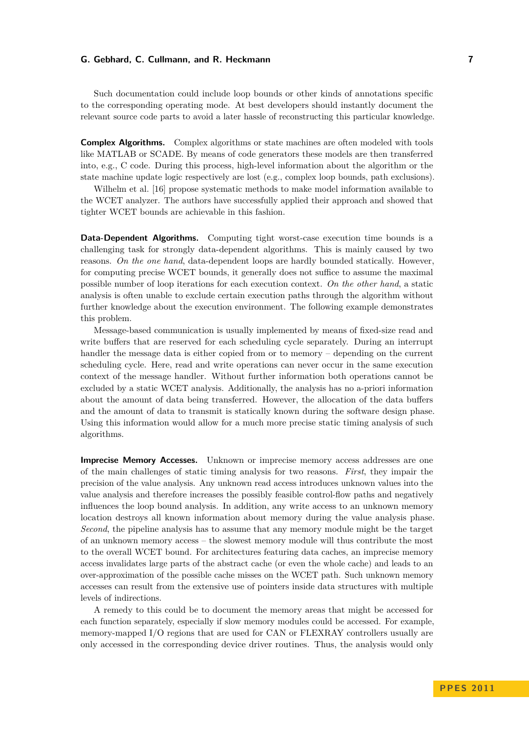Such documentation could include loop bounds or other kinds of annotations specific to the corresponding operating mode. At best developers should instantly document the relevant source code parts to avoid a later hassle of reconstructing this particular knowledge.

**Complex Algorithms.** Complex algorithms or state machines are often modeled with tools like MATLAB or SCADE. By means of code generators these models are then transferred into, e.g., C code. During this process, high-level information about the algorithm or the state machine update logic respectively are lost (e.g., complex loop bounds, path exclusions).

Wilhelm et al. [16] propose systematic methods to make model information available to the WCET analyzer. The authors have successfully applied their approach and showed that tighter WCET bounds are achievable in this fashion.

**Data-Dependent Algorithms.** Computing tight worst-case execution time bounds is a challenging task for strongly data-dependent algorithms. This is mainly caused by two reasons. *On the one hand*, data-dependent loops are hardly bounded statically. However, for computing precise WCET bounds, it generally does not suffice to assume the maximal possible number of loop iterations for each execution context. *On the other hand*, a static analysis is often unable to exclude certain execution paths through the algorithm without further knowledge about the execution environment. The following example demonstrates this problem.

Message-based communication is usually implemented by means of fixed-size read and write buffers that are reserved for each scheduling cycle separately. During an interrupt handler the message data is either copied from or to memory – depending on the current scheduling cycle. Here, read and write operations can never occur in the same execution context of the message handler. Without further information both operations cannot be excluded by a static WCET analysis. Additionally, the analysis has no a-priori information about the amount of data being transferred. However, the allocation of the data buffers and the amount of data to transmit is statically known during the software design phase. Using this information would allow for a much more precise static timing analysis of such algorithms.

**Imprecise Memory Accesses.** Unknown or imprecise memory access addresses are one of the main challenges of static timing analysis for two reasons. *First*, they impair the precision of the value analysis. Any unknown read access introduces unknown values into the value analysis and therefore increases the possibly feasible control-flow paths and negatively influences the loop bound analysis. In addition, any write access to an unknown memory location destroys all known information about memory during the value analysis phase. *Second*, the pipeline analysis has to assume that any memory module might be the target of an unknown memory access – the slowest memory module will thus contribute the most to the overall WCET bound. For architectures featuring data caches, an imprecise memory access invalidates large parts of the abstract cache (or even the whole cache) and leads to an over-approximation of the possible cache misses on the WCET path. Such unknown memory accesses can result from the extensive use of pointers inside data structures with multiple levels of indirections.

A remedy to this could be to document the memory areas that might be accessed for each function separately, especially if slow memory modules could be accessed. For example, memory-mapped I/O regions that are used for CAN or FLEXRAY controllers usually are only accessed in the corresponding device driver routines. Thus, the analysis would only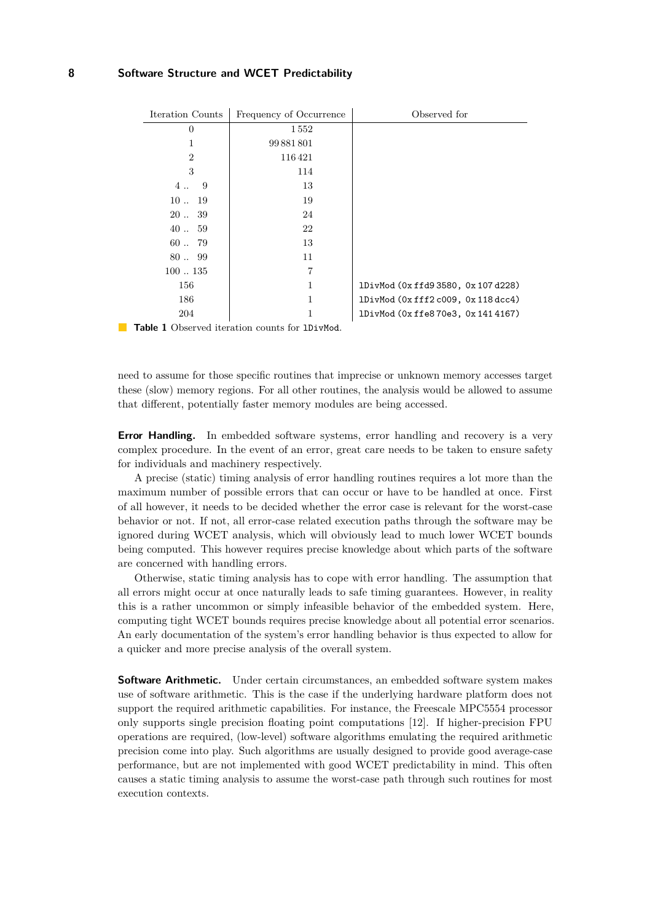| Iteration Counts | Frequency of Occurrence | Observed for |
|---|---|---|
| 0 | 1 552 | |
| 1 | 99 881 801 | |
| 2 | 116 421 | |
| 3 | 114 | |
| 4 .. 9 | 13 | |
| 10 .. 19 | 19 | |
| 20 .. 39 | 24 | |
| 40 .. 59 | 22 | |
| 60 .. 79 | 13 | |
| 80 .. 99 | 11 | |
| 100 .. 135 | 7 | |
| 156 | 1 | `lDivMod (0x ffd9 3580, 0x 107 d228)` |
| 186 | 1 | `lDivMod (0x fff2 c009, 0x 118 dcc4)` |
| 204 | 1 | `lDivMod (0x ffe8 70e3, 0x 141 4167)` |

**Table 1** Observed iteration counts for `lDivMod`.

need to assume for those specific routines that imprecise or unknown memory accesses target these (slow) memory regions. For all other routines, the analysis would be allowed to assume that different, potentially faster memory modules are being accessed.

**Error Handling.** In embedded software systems, error handling and recovery is a very complex procedure. In the event of an error, great care needs to be taken to ensure safety for individuals and machinery respectively.

A precise (static) timing analysis of error handling routines requires a lot more than the maximum number of possible errors that can occur or have to be handled at once. First of all however, it needs to be decided whether the error case is relevant for the worst-case behavior or not. If not, all error-case related execution paths through the software may be ignored during WCET analysis, which will obviously lead to much lower WCET bounds being computed. This however requires precise knowledge about which parts of the software are concerned with handling errors.

Otherwise, static timing analysis has to cope with error handling. The assumption that all errors might occur at once naturally leads to safe timing guarantees. However, in reality this is a rather uncommon or simply infeasible behavior of the embedded system. Here, computing tight WCET bounds requires precise knowledge about all potential error scenarios. An early documentation of the system's error handling behavior is thus expected to allow for a quicker and more precise analysis of the overall system.

**Software Arithmetic.** Under certain circumstances, an embedded software system makes use of software arithmetic. This is the case if the underlying hardware platform does not support the required arithmetic capabilities. For instance, the Freescale MPC5554 processor only supports single precision floating point computations [12]. If higher-precision FPU operations are required, (low-level) software algorithms emulating the required arithmetic precision come into play. Such algorithms are usually designed to provide good average-case performance, but are not implemented with good WCET predictability in mind. This often causes a static timing analysis to assume the worst-case path through such routines for most execution contexts.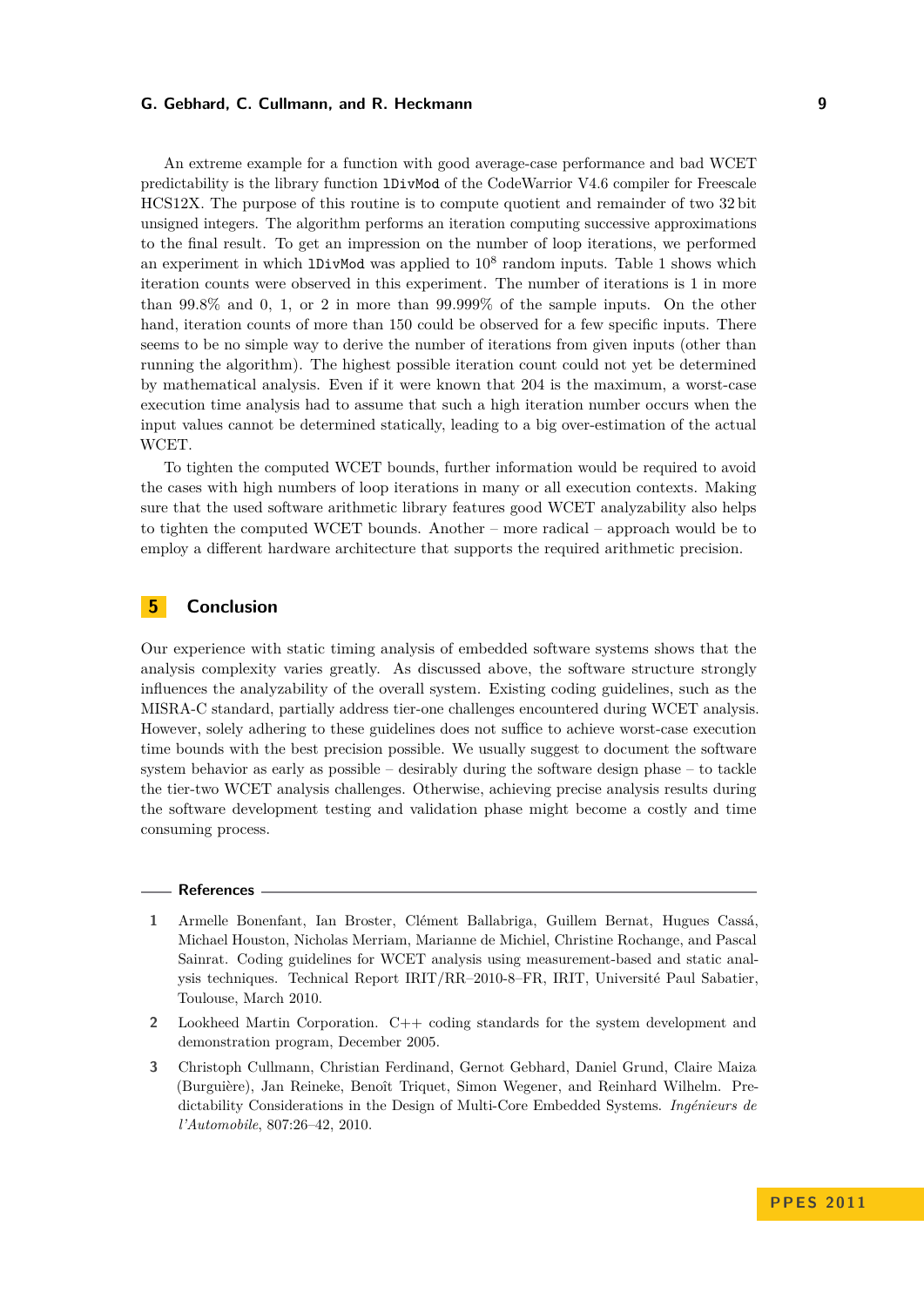An extreme example for a function with good average-case performance and bad WCET predictability is the library function `lDivMod` of the CodeWarrior V4.6 compiler for Freescale HCS12X. The purpose of this routine is to compute quotient and remainder of two 32 bit unsigned integers. The algorithm performs an iteration computing successive approximations to the final result. To get an impression on the number of loop iterations, we performed an experiment in which `lDivMod` was applied to $10^8$ random inputs. Table 1 shows which iteration counts were observed in this experiment. The number of iterations is 1 in more than 99.8% and 0, 1, or 2 in more than 99.999% of the sample inputs. On the other hand, iteration counts of more than 150 could be observed for a few specific inputs. There seems to be no simple way to derive the number of iterations from given inputs (other than running the algorithm). The highest possible iteration count could not yet be determined by mathematical analysis. Even if it were known that 204 is the maximum, a worst-case execution time analysis had to assume that such a high iteration number occurs when the input values cannot be determined statically, leading to a big over-estimation of the actual WCET.

To tighten the computed WCET bounds, further information would be required to avoid the cases with high numbers of loop iterations in many or all execution contexts. Making sure that the used software arithmetic library features good WCET analyzability also helps to tighten the computed WCET bounds. Another – more radical – approach would be to employ a different hardware architecture that supports the required arithmetic precision.

## 5 Conclusion

Our experience with static timing analysis of embedded software systems shows that the analysis complexity varies greatly. As discussed above, the software structure strongly influences the analyzability of the overall system. Existing coding guidelines, such as the MISRA-C standard, partially address tier-one challenges encountered during WCET analysis. However, solely adhering to these guidelines does not suffice to achieve worst-case execution time bounds with the best precision possible. We usually suggest to document the software system behavior as early as possible – desirably during the software design phase – to tackle the tier-two WCET analysis challenges. Otherwise, achieving precise analysis results during the software development testing and validation phase might become a costly and time consuming process.

## References

1. Armelle Bonenfant, Ian Broster, Clément Ballabriga, Guillem Bernat, Hugues Cassá, Michael Houston, Nicholas Merriam, Marianne de Michiel, Christine Rochange, and Pascal Sainrat. Coding guidelines for WCET analysis using measurement-based and static analysis techniques. Technical Report IRIT/RR–2010-8–FR, IRIT, Université Paul Sabatier, Toulouse, March 2010.
2. Lookheed Martin Corporation. C++ coding standards for the system development and demonstration program, December 2005.
3. Christoph Cullmann, Christian Ferdinand, Gernot Gebhard, Daniel Grund, Claire Maiza (Burguière), Jan Reineke, Benoît Triquet, Simon Wegener, and Reinhard Wilhelm. Predictability Considerations in the Design of Multi-Core Embedded Systems. *Ingénieurs de l'Automobile*, 807:26–42, 2010.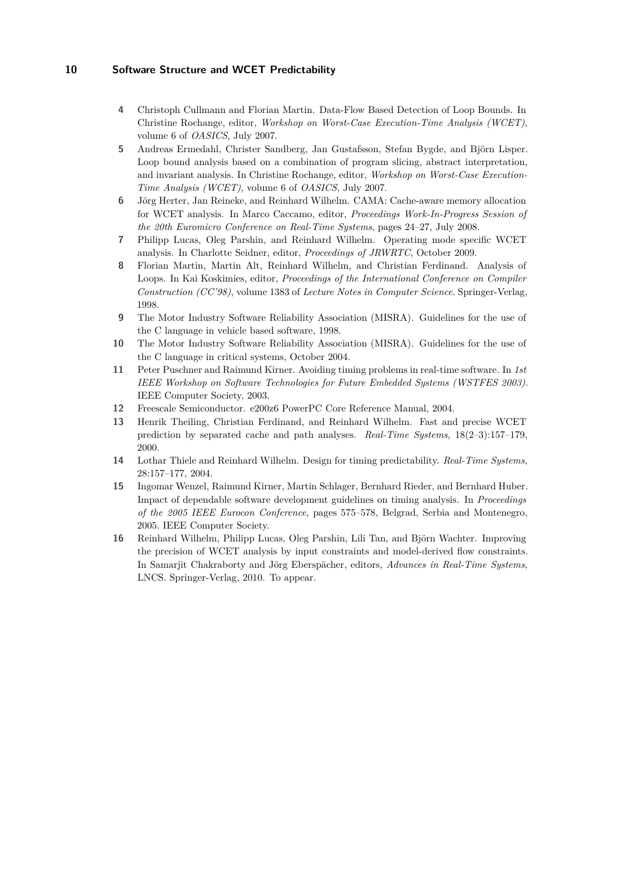4 Christoph Cullmann and Florian Martin. Data-Flow Based Detection of Loop Bounds. In Christine Rochange, editor, *Workshop on Worst-Case Execution-Time Analysis (WCET)*, volume 6 of *OASICS*, July 2007.

5 Andreas Ermedahl, Christer Sandberg, Jan Gustafsson, Stefan Bygde, and Björn Lisper. Loop bound analysis based on a combination of program slicing, abstract interpretation, and invariant analysis. In Christine Rochange, editor, *Workshop on Worst-Case Execution-Time Analysis (WCET)*, volume 6 of *OASICS*, July 2007.

6 Jörg Herter, Jan Reineke, and Reinhard Wilhelm. CAMA: Cache-aware memory allocation for WCET analysis. In Marco Caccamo, editor, *Proceedings Work-In-Progress Session of the 20th Euromicro Conference on Real-Time Systems*, pages 24–27, July 2008.

7 Philipp Lucas, Oleg Parshin, and Reinhard Wilhelm. Operating mode specific WCET analysis. In Charlotte Seidner, editor, *Proceedings of JRWRTC*, October 2009.

8 Florian Martin, Martin Alt, Reinhard Wilhelm, and Christian Ferdinand. Analysis of Loops. In Kai Koskimies, editor, *Proceedings of the International Conference on Compiler Construction (CC'98)*, volume 1383 of *Lecture Notes in Computer Science*. Springer-Verlag, 1998.

9 The Motor Industry Software Reliability Association (MISRA). Guidelines for the use of the C language in vehicle based software, 1998.

10 The Motor Industry Software Reliability Association (MISRA). Guidelines for the use of the C language in critical systems, October 2004.

11 Peter Puschner and Raimund Kirner. Avoiding timing problems in real-time software. In *1st IEEE Workshop on Software Technologies for Future Embedded Systems (WSTFES 2003)*. IEEE Computer Society, 2003.

12 Freescale Semiconductor. e200z6 PowerPC Core Reference Manual, 2004.

13 Henrik Theiling, Christian Ferdinand, and Reinhard Wilhelm. Fast and precise WCET prediction by separated cache and path analyses. *Real-Time Systems*, 18(2–3):157–179, 2000.

14 Lothar Thiele and Reinhard Wilhelm. Design for timing predictability. *Real-Time Systems*, 28:157–177, 2004.

15 Ingomar Wenzel, Raimund Kirner, Martin Schlager, Bernhard Rieder, and Bernhard Huber. Impact of dependable software development guidelines on timing analysis. In *Proceedings of the 2005 IEEE Eurocon Conference*, pages 575–578, Belgrad, Serbia and Montenegro, 2005. IEEE Computer Society.

16 Reinhard Wilhelm, Philipp Lucas, Oleg Parshin, Lili Tan, and Björn Wachter. Improving the precision of WCET analysis by input constraints and model-derived flow constraints. In Samarjit Chakraborty and Jörg Eberspächer, editors, *Advances in Real-Time Systems*, LNCS. Springer-Verlag, 2010. To appear.